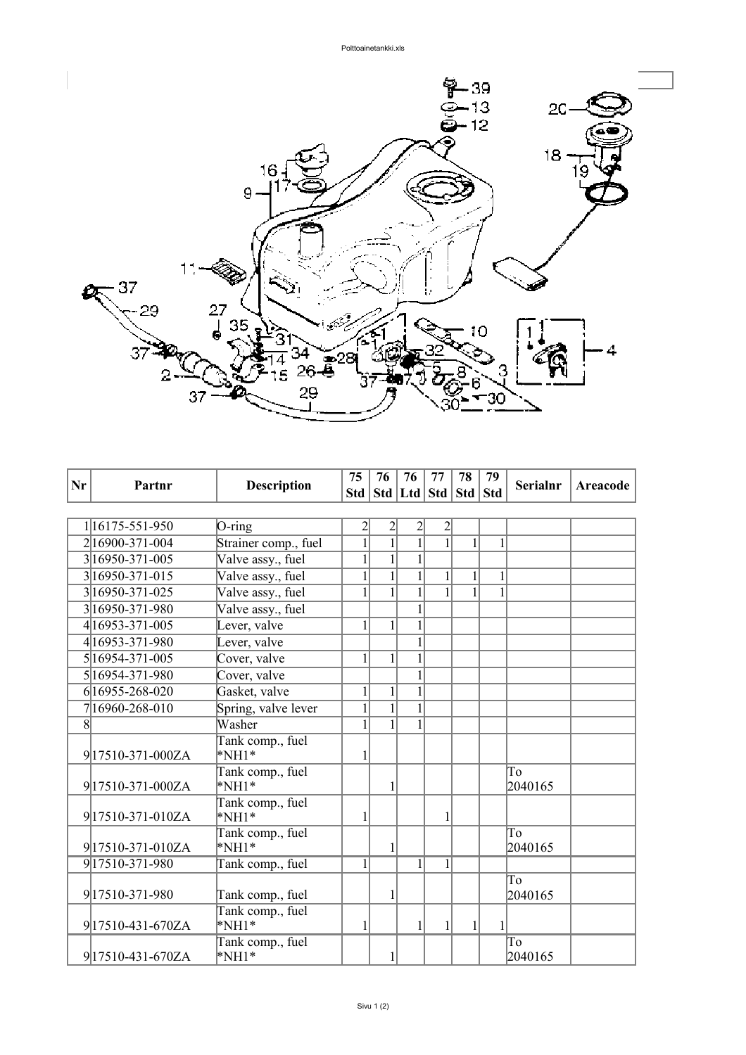| Nr | Partnr | Description | 75 Std | 76 Std | 76 Ltd | 77 Std | 78 Std | 79 Std | Serialnr | Areacode |
|---|---|---|---|---|---|---|---|---|---|---|
| 1 | 16175-551-950 | O-ring | 2 | 2 | 2 | 2 | | | | |
| 2 | 16900-371-004 | Strainer comp., fuel | 1 | 1 | 1 | 1 | 1 | 1 | | |
| 3 | 16950-371-005 | Valve assy., fuel | 1 | 1 | 1 | | | | | |
| 3 | 16950-371-015 | Valve assy., fuel | 1 | 1 | 1 | 1 | 1 | 1 | | |
| 3 | 16950-371-025 | Valve assy., fuel | 1 | 1 | 1 | 1 | 1 | 1 | | |
| 3 | 16950-371-980 | Valve assy., fuel | | | 1 | | | | | |
| 4 | 16953-371-005 | Lever, valve | 1 | 1 | 1 | | | | | |
| 4 | 16953-371-980 | Lever, valve | | | 1 | | | | | |
| 5 | 16954-371-005 | Cover, valve | 1 | 1 | 1 | | | | | |
| 5 | 16954-371-980 | Cover, valve | | | 1 | | | | | |
| 6 | 16955-268-020 | Gasket, valve | 1 | 1 | 1 | | | | | |
| 7 | 16960-268-010 | Spring, valve lever | 1 | 1 | 1 | | | | | |
| 8 | | Washer | 1 | 1 | 1 | | | | | |
| 9 | 17510-371-000ZA | Tank comp., fuel *NH1* | 1 | | | | | | | |
| 9 | 17510-371-000ZA | Tank comp., fuel *NH1* | | 1 | | | | | To 2040165 | |
| 9 | 17510-371-010ZA | Tank comp., fuel *NH1* | 1 | | | 1 | | | | |
| 9 | 17510-371-010ZA | Tank comp., fuel *NH1* | | 1 | | | | | To 2040165 | |
| 9 | 17510-371-980 | Tank comp., fuel | 1 | | 1 | 1 | | | | |
| 9 | 17510-371-980 | Tank comp., fuel | | 1 | | | | | To 2040165 | |
| 9 | 17510-431-670ZA | Tank comp., fuel *NH1* | 1 | | 1 | 1 | 1 | 1 | | |
| 9 | 17510-431-670ZA | Tank comp., fuel *NH1* | | 1 | | | | | To 2040165 | |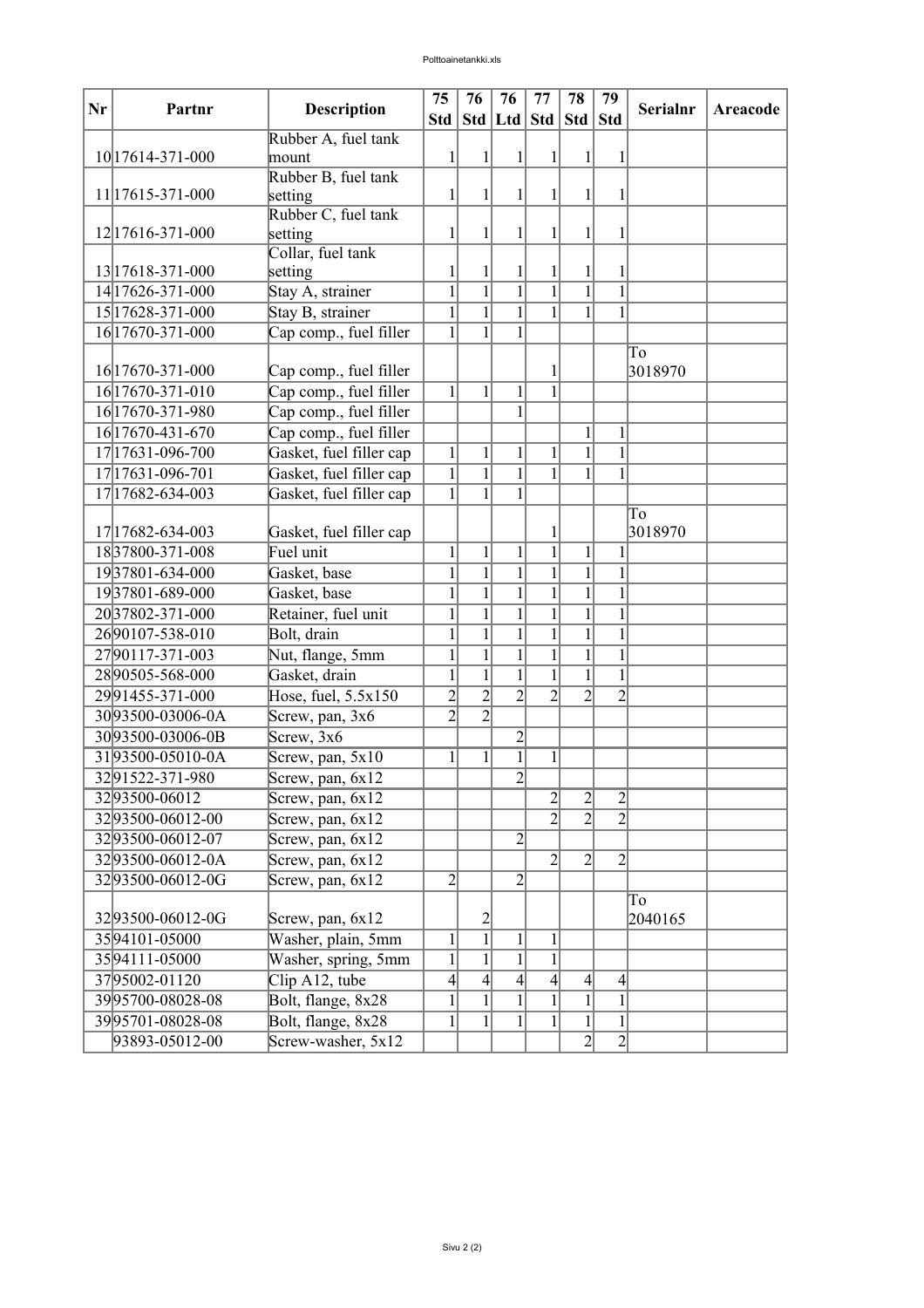| Nr | Partnr | Description | 75 Std | 76 Std | 76 Ltd | 77 Std | 78 Std | 79 Std | Serialnr | Areacode |
|---|---|---|---|---|---|---|---|---|---|---|
| 10 | 17614-371-000 | Rubber A, fuel tank mount | 1 | 1 | 1 | 1 | 1 | 1 | | |
| 11 | 17615-371-000 | Rubber B, fuel tank setting | 1 | 1 | 1 | 1 | 1 | 1 | | |
| 12 | 17616-371-000 | Rubber C, fuel tank setting | 1 | 1 | 1 | 1 | 1 | 1 | | |
| 13 | 17618-371-000 | Collar, fuel tank setting | 1 | 1 | 1 | 1 | 1 | 1 | | |
| 14 | 17626-371-000 | Stay A, strainer | 1 | 1 | 1 | 1 | 1 | 1 | | |
| 15 | 17628-371-000 | Stay B, strainer | 1 | 1 | 1 | 1 | 1 | 1 | | |
| 16 | 17670-371-000 | Cap comp., fuel filler | 1 | 1 | 1 | | | | | |
| 16 | 17670-371-000 | Cap comp., fuel filler | | | | 1 | | | To 3018970 | |
| 16 | 17670-371-010 | Cap comp., fuel filler | 1 | 1 | 1 | 1 | | | | |
| 16 | 17670-371-980 | Cap comp., fuel filler | | | 1 | | | | | |
| 16 | 17670-431-670 | Cap comp., fuel filler | | | | | 1 | 1 | | |
| 17 | 17631-096-700 | Gasket, fuel filler cap | 1 | 1 | 1 | 1 | 1 | 1 | | |
| 17 | 17631-096-701 | Gasket, fuel filler cap | 1 | 1 | 1 | 1 | 1 | 1 | | |
| 17 | 17682-634-003 | Gasket, fuel filler cap | 1 | 1 | 1 | | | | | |
| 17 | 17682-634-003 | Gasket, fuel filler cap | | | | 1 | | | To 3018970 | |
| 18 | 37800-371-008 | Fuel unit | 1 | 1 | 1 | 1 | 1 | 1 | | |
| 19 | 37801-634-000 | Gasket, base | 1 | 1 | 1 | 1 | 1 | 1 | | |
| 19 | 37801-689-000 | Gasket, base | 1 | 1 | 1 | 1 | 1 | 1 | | |
| 20 | 37802-371-000 | Retainer, fuel unit | 1 | 1 | 1 | 1 | 1 | 1 | | |
| 26 | 90107-538-010 | Bolt, drain | 1 | 1 | 1 | 1 | 1 | 1 | | |
| 27 | 90117-371-003 | Nut, flange, 5mm | 1 | 1 | 1 | 1 | 1 | 1 | | |
| 28 | 90505-568-000 | Gasket, drain | 1 | 1 | 1 | 1 | 1 | 1 | | |
| 29 | 91455-371-000 | Hose, fuel, 5.5x150 | 2 | 2 | 2 | 2 | 2 | 2 | | |
| 30 | 93500-03006-0A | Screw, pan, 3x6 | 2 | 2 | | | | | | |
| 30 | 93500-03006-0B | Screw, 3x6 | | | 2 | | | | | |
| 31 | 93500-05010-0A | Screw, pan, 5x10 | 1 | 1 | 1 | 1 | | | | |
| 32 | 91522-371-980 | Screw, pan, 6x12 | | | 2 | | | | | |
| 32 | 93500-06012 | Screw, pan, 6x12 | | | | 2 | 2 | 2 | | |
| 32 | 93500-06012-00 | Screw, pan, 6x12 | | | | 2 | 2 | 2 | | |
| 32 | 93500-06012-07 | Screw, pan, 6x12 | | | 2 | | | | | |
| 32 | 93500-06012-0A | Screw, pan, 6x12 | | | | 2 | 2 | 2 | | |
| 32 | 93500-06012-0G | Screw, pan, 6x12 | 2 | | 2 | | | | | |
| 32 | 93500-06012-0G | Screw, pan, 6x12 | | 2 | | | | | To 2040165 | |
| 35 | 94101-05000 | Washer, plain, 5mm | 1 | 1 | 1 | 1 | | | | |
| 35 | 94111-05000 | Washer, spring, 5mm | 1 | 1 | 1 | 1 | | | | |
| 37 | 95002-01120 | Clip A12, tube | 4 | 4 | 4 | 4 | 4 | 4 | | |
| 39 | 95700-08028-08 | Bolt, flange, 8x28 | 1 | 1 | 1 | 1 | 1 | 1 | | |
| 39 | 95701-08028-08 | Bolt, flange, 8x28 | 1 | 1 | 1 | 1 | 1 | 1 | | |
| | 93893-05012-00 | Screw-washer, 5x12 | | | | | 2 | 2 | | |